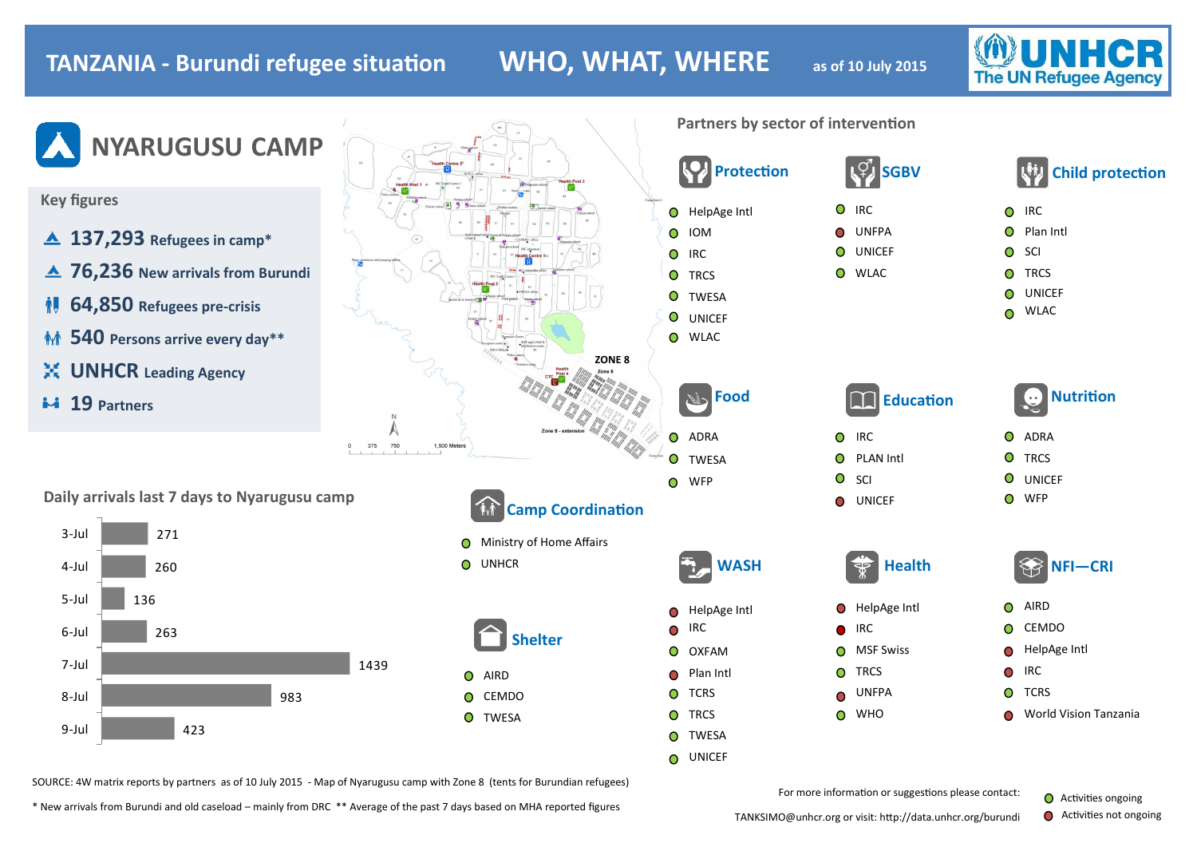# TANZANIA - Burundi refugee situation — WHO, WHAT, WHERE

as of 10 July 2015

UNHCR The UN Refugee Agency

## NYARUGUSU CAMP

### Key figures

- **137,293** Refugees in camp*
- **76,236** New arrivals from Burundi
- **64,850** Refugees pre-crisis
- **540** Persons arrive every day**
- **UNHCR** Leading Agency
- **19** Partners

### Daily arrivals last 7 days to Nyarugusu camp

| Date | Arrivals |
|---|---|
| 3-Jul | 271 |
| 4-Jul | 260 |
| 5-Jul | 136 |
| 6-Jul | 263 |
| 7-Jul | 1439 |
| 8-Jul | 983 |
| 9-Jul | 423 |

### Partners by sector of intervention

Legend: (ongoing) = Activities ongoing; (not ongoing) = Activities not ongoing

**Protection**
- HelpAge Intl (ongoing)
- IOM (ongoing)
- IRC (ongoing)
- TRCS (ongoing)
- TWESA (ongoing)
- UNICEF (ongoing)
- WLAC (ongoing)

**SGBV**
- IRC (ongoing)
- UNFPA (not ongoing)
- UNICEF (ongoing)
- WLAC (ongoing)

**Child protection**
- IRC (ongoing)
- Plan Intl (ongoing)
- SCI (ongoing)
- TRCS (ongoing)
- UNICEF (ongoing)
- WLAC (ongoing)

**Food**
- ADRA (ongoing)
- TWESA (ongoing)
- WFP (ongoing)

**Education**
- IRC (ongoing)
- PLAN Intl (ongoing)
- SCI (ongoing)
- UNICEF (not ongoing)

**Nutrition**
- ADRA (ongoing)
- TRCS (ongoing)
- UNICEF (ongoing)
- WFP (ongoing)

**Camp Coordination**
- Ministry of Home Affairs (ongoing)
- UNHCR (ongoing)

**Shelter**
- AIRD (ongoing)
- CEMDO (ongoing)
- TWESA (ongoing)

**WASH**
- HelpAge Intl (not ongoing)
- IRC (not ongoing)
- OXFAM (ongoing)
- Plan Intl (not ongoing)
- TCRS (not ongoing)
- TRCS (ongoing)
- TWESA (ongoing)
- UNICEF (ongoing)

**Health**
- HelpAge Intl (not ongoing)
- IRC (not ongoing)
- MSF Swiss (ongoing)
- TRCS (ongoing)
- UNFPA (not ongoing)
- WHO (ongoing)

**NFI—CRI**
- AIRD (ongoing)
- CEMDO (ongoing)
- HelpAge Intl (not ongoing)
- IRC (not ongoing)
- TCRS (ongoing)
- World Vision Tanzania (not ongoing)

SOURCE: 4W matrix reports by partners as of 10 July 2015 - Map of Nyarugusu camp with Zone 8 (tents for Burundian refugees)

* New arrivals from Burundi and old caseload – mainly from DRC ** Average of the past 7 days based on MHA reported figures

For more information or suggestions please contact: TANKSIMO@unhcr.org or visit: http://data.unhcr.org/burundi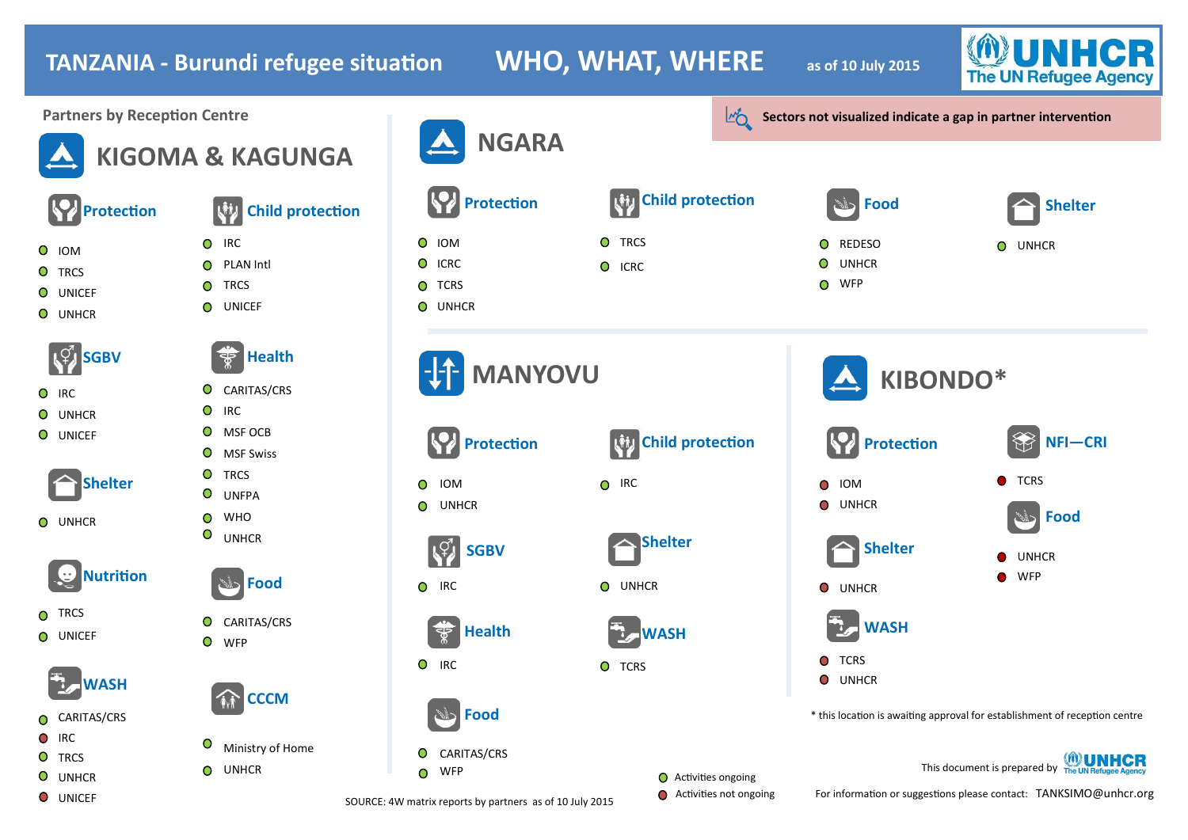# TANZANIA - Burundi refugee situation

## WHO, WHAT, WHERE

as of 10 July 2015

UNHCR The UN Refugee Agency

Sectors not visualized indicate a gap in partner intervention

Partners by Reception Centre

## KIGOMA & KAGUNGA

### Protection
- IOM
- TRCS
- UNICEF
- UNHCR

### Child protection
- IRC
- PLAN Intl
- TRCS
- UNICEF

### SGBV
- IRC
- UNHCR
- UNICEF

### Health
- CARITAS/CRS
- IRC
- MSF OCB
- MSF Swiss
- TRCS
- UNFPA
- WHO
- UNHCR

### Shelter
- UNHCR

### Nutrition
- TRCS
- UNICEF

### Food
- CARITAS/CRS
- WFP

### WASH
- CARITAS/CRS
- IRC (activities not ongoing)
- TRCS
- UNHCR
- UNICEF (activities not ongoing)

### CCCM
- Ministry of Home
- UNHCR

## NGARA

### Protection
- IOM
- ICRC
- TCRS
- UNHCR

### Child protection
- TRCS
- ICRC

### Food
- REDESO
- UNHCR
- WFP

### Shelter
- UNHCR

## MANYOVU

### Protection
- IOM
- UNHCR

### Child protection
- IRC

### SGBV
- IRC

### Shelter
- UNHCR

### Health
- IRC

### WASH
- TCRS

### Food
- CARITAS/CRS
- WFP

## KIBONDO*

### Protection
- IOM (activities not ongoing)
- UNHCR (activities not ongoing)

### NFI—CRI
- TCRS (activities not ongoing)

### Food
- UNHCR (activities not ongoing)
- WFP (activities not ongoing)

### Shelter
- UNHCR (activities not ongoing)

### WASH
- TCRS (activities not ongoing)
- UNHCR (activities not ongoing)

\* this location is awaiting approval for establishment of reception centre

Legend: Activities ongoing; Activities not ongoing

SOURCE: 4W matrix reports by partners as of 10 July 2015

This document is prepared by UNHCR The UN Refugee Agency

For information or suggestions please contact: TANKSIMO@unhcr.org